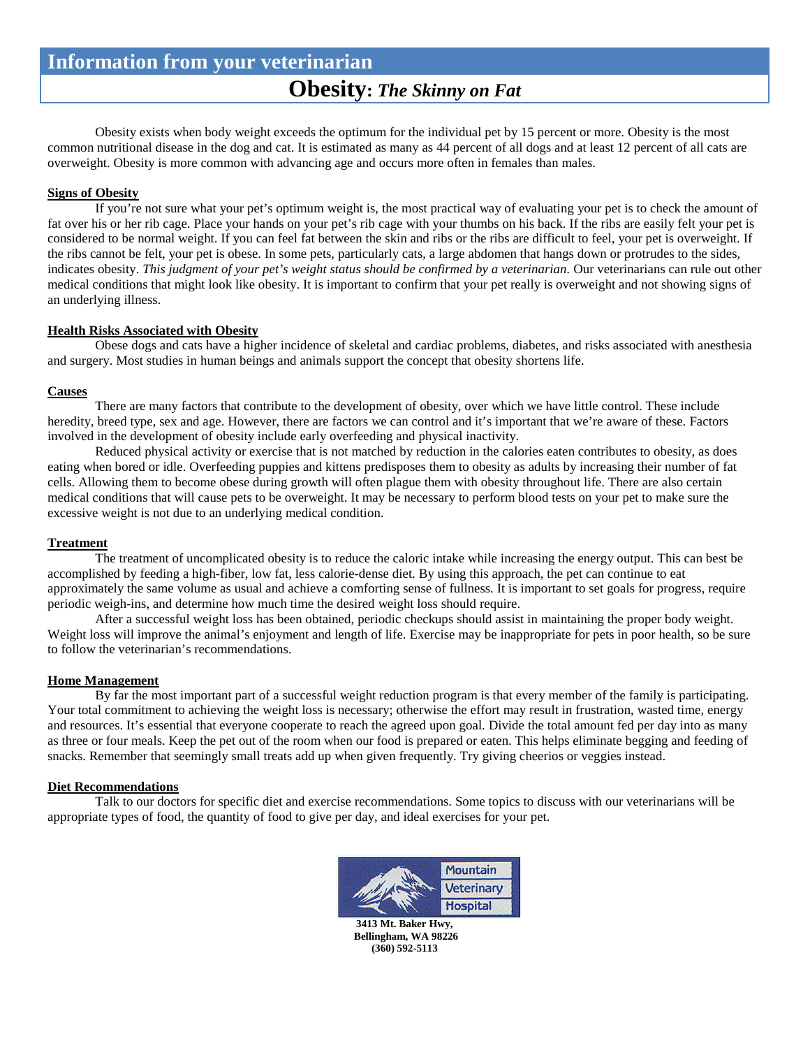# Information from your veterinarian

## **Obesity**: *The Skinny on Fat*

Obesity exists when body weight exceeds the optimum for the individual pet by 15 percent or more. Obesity is the most common nutritional disease in the dog and cat. It is estimated as many as 44 percent of all dogs and at least 12 percent of all cats are overweight. Obesity is more common with advancing age and occurs more often in females than males.

### Signs of Obesity

If you're not sure what your pet's optimum weight is, the most practical way of evaluating your pet is to check the amount of fat over his or her rib cage. Place your hands on your pet's rib cage with your thumbs on his back. If the ribs are easily felt your pet is considered to be normal weight. If you can feel fat between the skin and ribs or the ribs are difficult to feel, your pet is overweight. If the ribs cannot be felt, your pet is obese. In some pets, particularly cats, a large abdomen that hangs down or protrudes to the sides, indicates obesity. *This judgment of your pet's weight status should be confirmed by a veterinarian.* Our veterinarians can rule out other medical conditions that might look like obesity. It is important to confirm that your pet really is overweight and not showing signs of an underlying illness.

### Health Risks Associated with Obesity

Obese dogs and cats have a higher incidence of skeletal and cardiac problems, diabetes, and risks associated with anesthesia and surgery. Most studies in human beings and animals support the concept that obesity shortens life.

### Causes

There are many factors that contribute to the development of obesity, over which we have little control. These include heredity, breed type, sex and age. However, there are factors we can control and it's important that we're aware of these. Factors involved in the development of obesity include early overfeeding and physical inactivity.

Reduced physical activity or exercise that is not matched by reduction in the calories eaten contributes to obesity, as does eating when bored or idle. Overfeeding puppies and kittens predisposes them to obesity as adults by increasing their number of fat cells. Allowing them to become obese during growth will often plague them with obesity throughout life. There are also certain medical conditions that will cause pets to be overweight. It may be necessary to perform blood tests on your pet to make sure the excessive weight is not due to an underlying medical condition.

### Treatment

The treatment of uncomplicated obesity is to reduce the caloric intake while increasing the energy output. This can best be accomplished by feeding a high-fiber, low fat, less calorie-dense diet. By using this approach, the pet can continue to eat approximately the same volume as usual and achieve a comforting sense of fullness. It is important to set goals for progress, require periodic weigh-ins, and determine how much time the desired weight loss should require.

After a successful weight loss has been obtained, periodic checkups should assist in maintaining the proper body weight. Weight loss will improve the animal's enjoyment and length of life. Exercise may be inappropriate for pets in poor health, so be sure to follow the veterinarian's recommendations.

### Home Management

By far the most important part of a successful weight reduction program is that every member of the family is participating. Your total commitment to achieving the weight loss is necessary; otherwise the effort may result in frustration, wasted time, energy and resources. It's essential that everyone cooperate to reach the agreed upon goal. Divide the total amount fed per day into as many as three or four meals. Keep the pet out of the room when our food is prepared or eaten. This helps eliminate begging and feeding of snacks. Remember that seemingly small treats add up when given frequently. Try giving cheerios or veggies instead.

### Diet Recommendations

Talk to our doctors for specific diet and exercise recommendations. Some topics to discuss with our veterinarians will be appropriate types of food, the quantity of food to give per day, and ideal exercises for your pet.

Mountain Veterinary Hospital

**3413 Mt. Baker Hwy,**
**Bellingham, WA 98226**
**(360) 592-5113**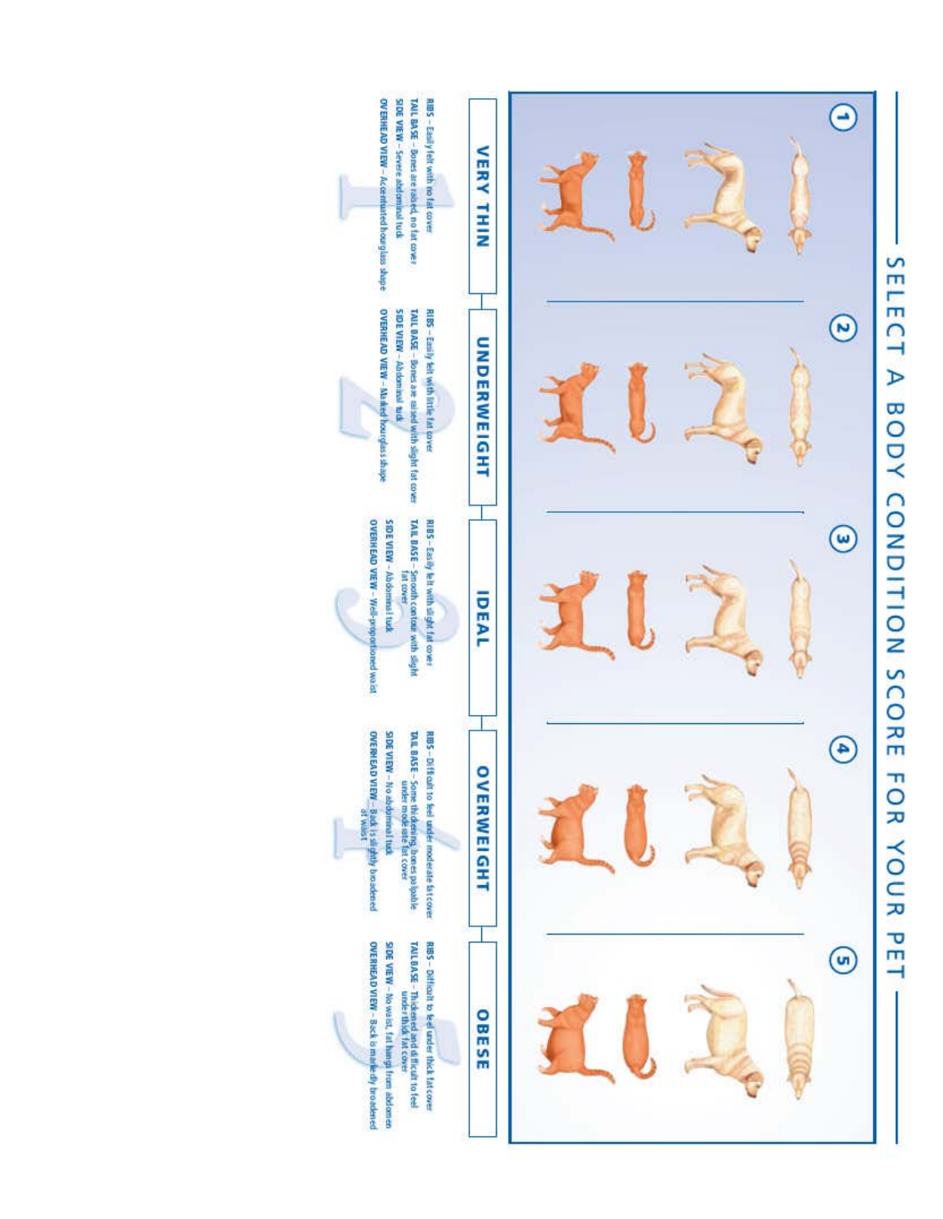# SELECT A BODY CONDITION SCORE FOR YOUR PET

## 1 — VERY THIN

RIBS – Easily felt with no fat cover
TAIL BASE – Bones are raised, no fat cover
SIDE VIEW – Severe abdominal tuck
OVERHEAD VIEW – Accentuated hourglass shape

## 2 — UNDERWEIGHT

RIBS – Easily felt with little fat cover
TAIL BASE – Bones are raised with slight fat cover
SIDE VIEW – Abdominal tuck
OVERHEAD VIEW – Marked hourglass shape

## 3 — IDEAL

RIBS – Easily felt with slight fat cover
TAIL BASE – Smooth contour with slight fat cover
SIDE VIEW – Abdominal tuck
OVERHEAD VIEW – Well-proportioned waist

## 4 — OVERWEIGHT

RIBS – Difficult to feel under moderate fat cover
TAIL BASE – Some thickening, bones palpable under moderate fat cover
SIDE VIEW – No abdominal tuck
OVERHEAD VIEW – Back is slightly broadened at waist

## 5 — OBESE

RIBS – Difficult to feel under thick fat cover
TAIL BASE – Thickened and difficult to feel under thick fat cover
SIDE VIEW – No waist, fat hangs from abdomen
OVERHEAD VIEW – Back is markedly broadened